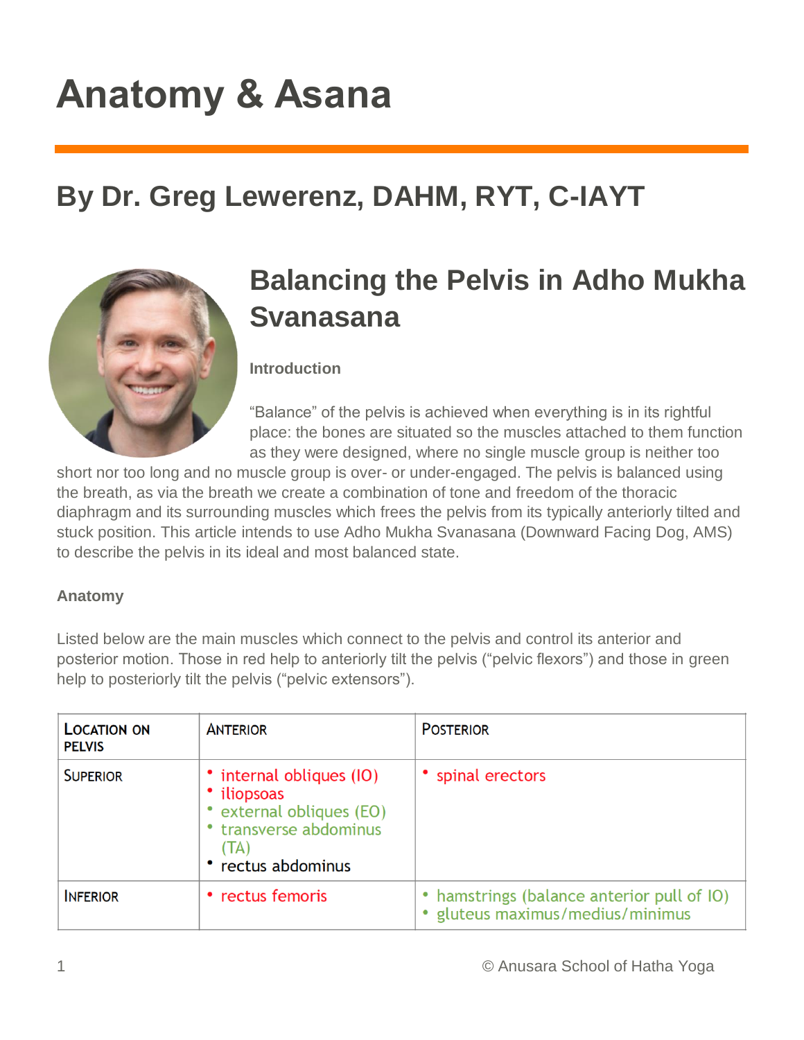# Anatomy & Asana

## By Dr. Greg Lewerenz, DAHM, RYT, C-IAYT

## Balancing the Pelvis in Adho Mukha Svanasana

### Introduction

“Balance” of the pelvis is achieved when everything is in its rightful place: the bones are situated so the muscles attached to them function as they were designed, where no single muscle group is neither too short nor too long and no muscle group is over- or under-engaged. The pelvis is balanced using the breath, as via the breath we create a combination of tone and freedom of the thoracic diaphragm and its surrounding muscles which frees the pelvis from its typically anteriorly tilted and stuck position. This article intends to use Adho Mukha Svanasana (Downward Facing Dog, AMS) to describe the pelvis in its ideal and most balanced state.

### Anatomy

Listed below are the main muscles which connect to the pelvis and control its anterior and posterior motion. Those in red help to anteriorly tilt the pelvis (“pelvic flexors”) and those in green help to posteriorly tilt the pelvis (“pelvic extensors”).

| Location on Pelvis | Anterior | Posterior |
|---|---|---|
| Superior | • internal obliques (IO) (red)<br>• iliopsoas (red)<br>• external obliques (EO) (green)<br>• transverse abdominus (TA) (green)<br>• rectus abdominus | • spinal erectors (red) |
| Inferior | • rectus femoris (red) | • hamstrings (balance anterior pull of IO) (green)<br>• gluteus maximus/medius/minimus (green) |

© Anusara School of Hatha Yoga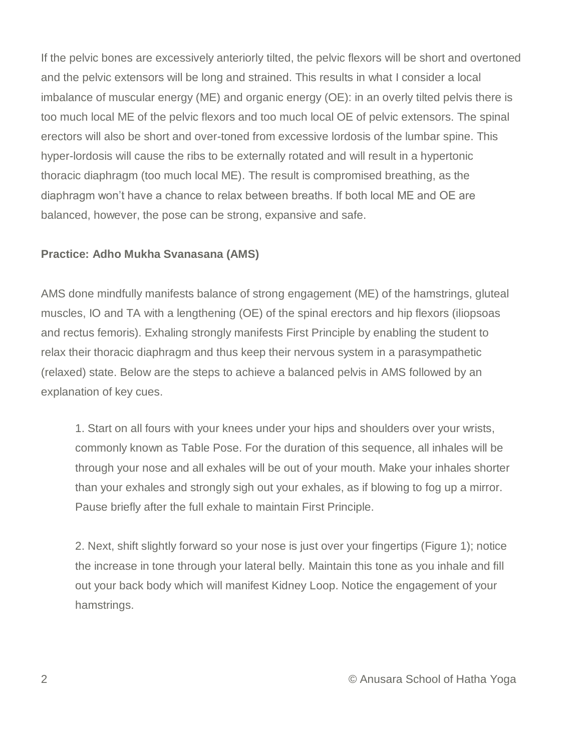If the pelvic bones are excessively anteriorly tilted, the pelvic flexors will be short and overtoned and the pelvic extensors will be long and strained. This results in what I consider a local imbalance of muscular energy (ME) and organic energy (OE): in an overly tilted pelvis there is too much local ME of the pelvic flexors and too much local OE of pelvic extensors. The spinal erectors will also be short and over-toned from excessive lordosis of the lumbar spine. This hyper-lordosis will cause the ribs to be externally rotated and will result in a hypertonic thoracic diaphragm (too much local ME). The result is compromised breathing, as the diaphragm won't have a chance to relax between breaths. If both local ME and OE are balanced, however, the pose can be strong, expansive and safe.

**Practice: Adho Mukha Svanasana (AMS)**

AMS done mindfully manifests balance of strong engagement (ME) of the hamstrings, gluteal muscles, IO and TA with a lengthening (OE) of the spinal erectors and hip flexors (iliopsoas and rectus femoris). Exhaling strongly manifests First Principle by enabling the student to relax their thoracic diaphragm and thus keep their nervous system in a parasympathetic (relaxed) state. Below are the steps to achieve a balanced pelvis in AMS followed by an explanation of key cues.

1. Start on all fours with your knees under your hips and shoulders over your wrists, commonly known as Table Pose. For the duration of this sequence, all inhales will be through your nose and all exhales will be out of your mouth. Make your inhales shorter than your exhales and strongly sigh out your exhales, as if blowing to fog up a mirror. Pause briefly after the full exhale to maintain First Principle.

2. Next, shift slightly forward so your nose is just over your fingertips (Figure 1); notice the increase in tone through your lateral belly. Maintain this tone as you inhale and fill out your back body which will manifest Kidney Loop. Notice the engagement of your hamstrings.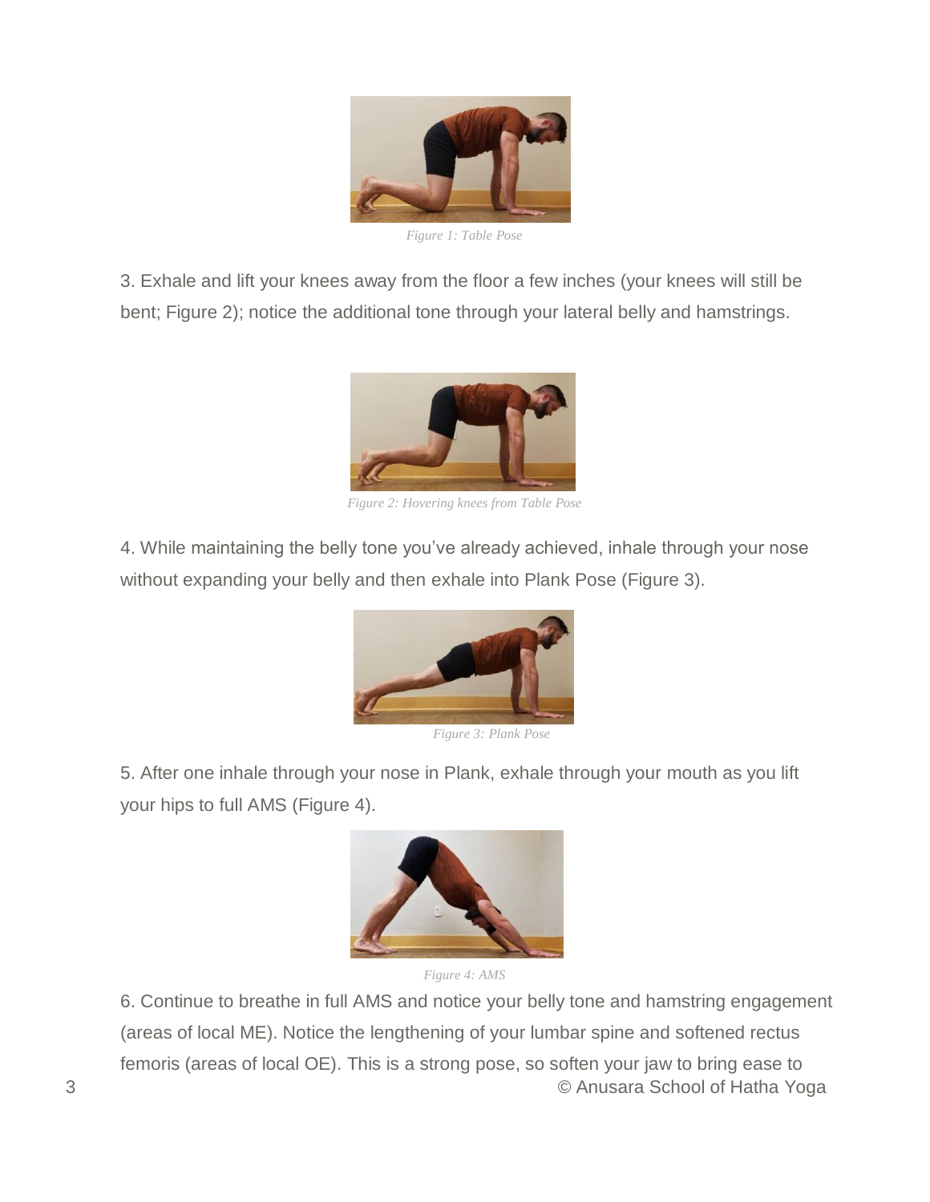*Figure 1: Table Pose*

3. Exhale and lift your knees away from the floor a few inches (your knees will still be bent; Figure 2); notice the additional tone through your lateral belly and hamstrings.

*Figure 2: Hovering knees from Table Pose*

4. While maintaining the belly tone you've already achieved, inhale through your nose without expanding your belly and then exhale into Plank Pose (Figure 3).

*Figure 3: Plank Pose*

5. After one inhale through your nose in Plank, exhale through your mouth as you lift your hips to full AMS (Figure 4).

*Figure 4: AMS*

6. Continue to breathe in full AMS and notice your belly tone and hamstring engagement (areas of local ME). Notice the lengthening of your lumbar spine and softened rectus femoris (areas of local OE). This is a strong pose, so soften your jaw to bring ease to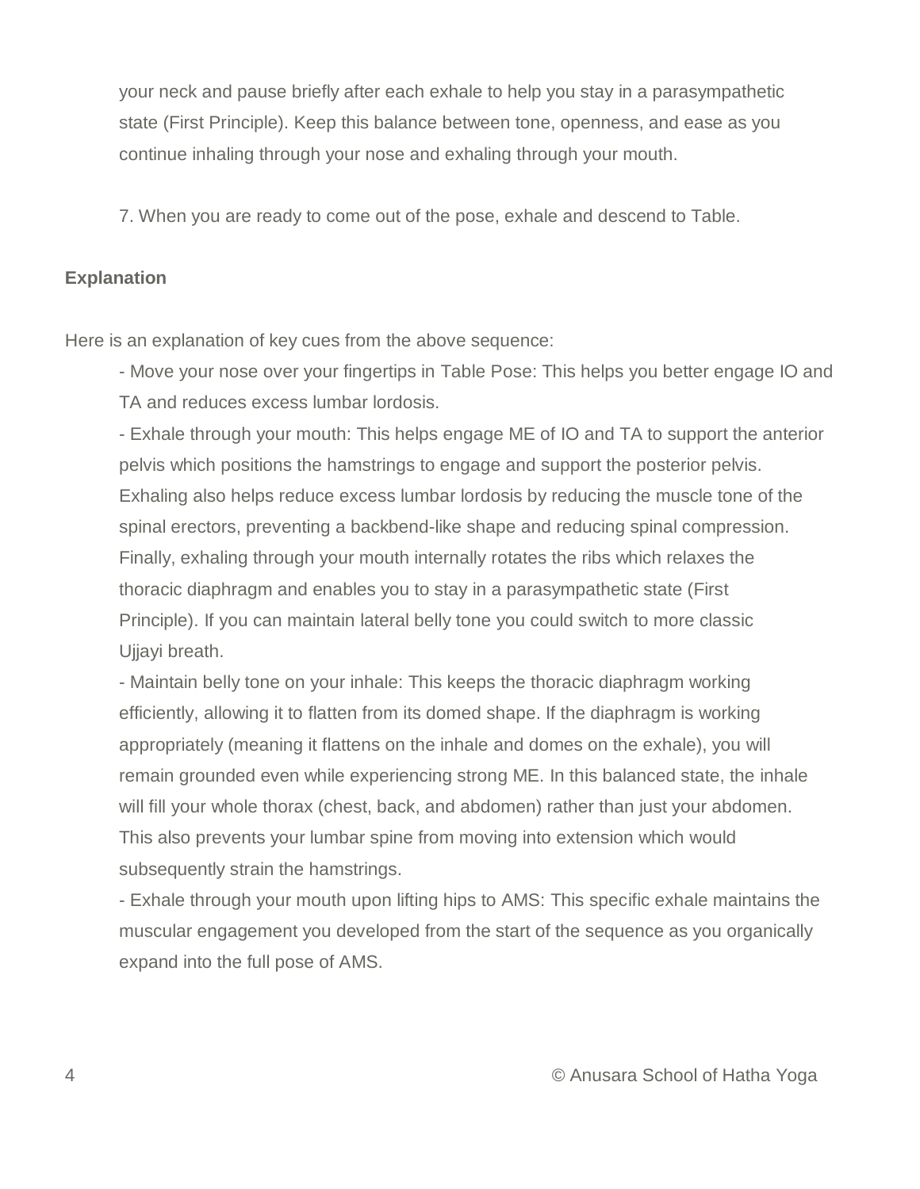your neck and pause briefly after each exhale to help you stay in a parasympathetic state (First Principle). Keep this balance between tone, openness, and ease as you continue inhaling through your nose and exhaling through your mouth.

7. When you are ready to come out of the pose, exhale and descend to Table.

**Explanation**

Here is an explanation of key cues from the above sequence:

- Move your nose over your fingertips in Table Pose: This helps you better engage IO and TA and reduces excess lumbar lordosis.
- Exhale through your mouth: This helps engage ME of IO and TA to support the anterior pelvis which positions the hamstrings to engage and support the posterior pelvis. Exhaling also helps reduce excess lumbar lordosis by reducing the muscle tone of the spinal erectors, preventing a backbend-like shape and reducing spinal compression. Finally, exhaling through your mouth internally rotates the ribs which relaxes the thoracic diaphragm and enables you to stay in a parasympathetic state (First Principle). If you can maintain lateral belly tone you could switch to more classic Ujjayi breath.
- Maintain belly tone on your inhale: This keeps the thoracic diaphragm working efficiently, allowing it to flatten from its domed shape. If the diaphragm is working appropriately (meaning it flattens on the inhale and domes on the exhale), you will remain grounded even while experiencing strong ME. In this balanced state, the inhale will fill your whole thorax (chest, back, and abdomen) rather than just your abdomen. This also prevents your lumbar spine from moving into extension which would subsequently strain the hamstrings.
- Exhale through your mouth upon lifting hips to AMS: This specific exhale maintains the muscular engagement you developed from the start of the sequence as you organically expand into the full pose of AMS.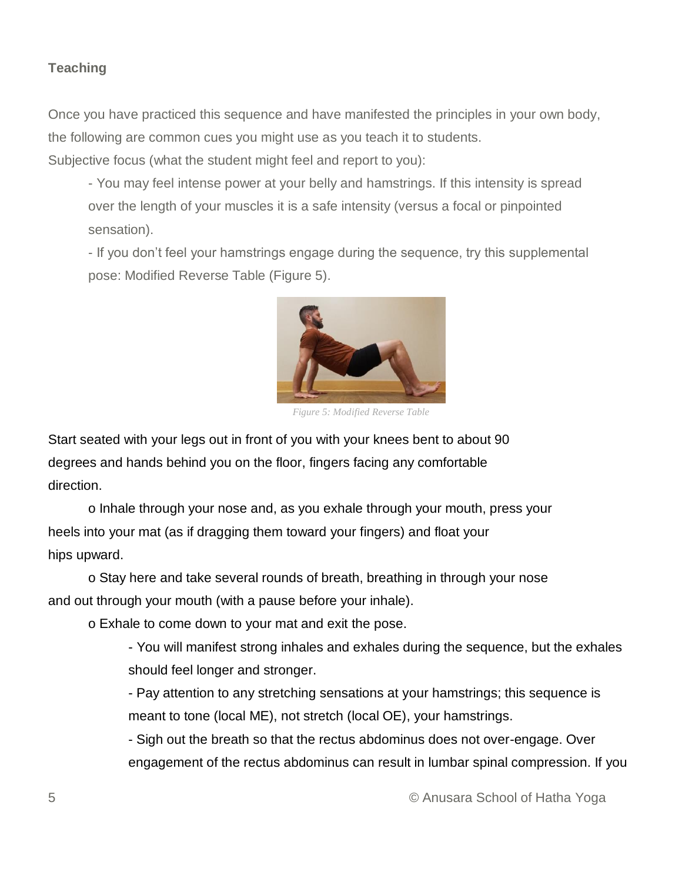**Teaching**

Once you have practiced this sequence and have manifested the principles in your own body, the following are common cues you might use as you teach it to students.

Subjective focus (what the student might feel and report to you):

- You may feel intense power at your belly and hamstrings. If this intensity is spread over the length of your muscles it is a safe intensity (versus a focal or pinpointed sensation).
- If you don't feel your hamstrings engage during the sequence, try this supplemental pose: Modified Reverse Table (Figure 5).

*Figure 5: Modified Reverse Table*

Start seated with your legs out in front of you with your knees bent to about 90 degrees and hands behind you on the floor, fingers facing any comfortable direction.

o Inhale through your nose and, as you exhale through your mouth, press your heels into your mat (as if dragging them toward your fingers) and float your hips upward.

o Stay here and take several rounds of breath, breathing in through your nose and out through your mouth (with a pause before your inhale).

o Exhale to come down to your mat and exit the pose.

- You will manifest strong inhales and exhales during the sequence, but the exhales should feel longer and stronger.
- Pay attention to any stretching sensations at your hamstrings; this sequence is meant to tone (local ME), not stretch (local OE), your hamstrings.
- Sigh out the breath so that the rectus abdominus does not over-engage. Over engagement of the rectus abdominus can result in lumbar spinal compression. If you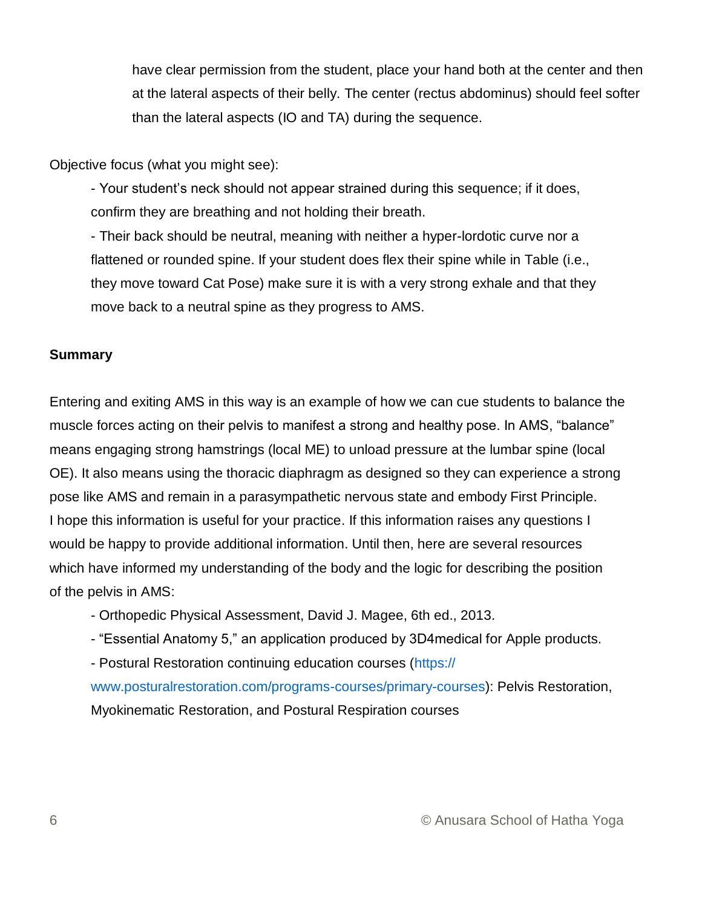have clear permission from the student, place your hand both at the center and then at the lateral aspects of their belly. The center (rectus abdominus) should feel softer than the lateral aspects (IO and TA) during the sequence.

Objective focus (what you might see):

- Your student's neck should not appear strained during this sequence; if it does, confirm they are breathing and not holding their breath.
- Their back should be neutral, meaning with neither a hyper-lordotic curve nor a flattened or rounded spine. If your student does flex their spine while in Table (i.e., they move toward Cat Pose) make sure it is with a very strong exhale and that they move back to a neutral spine as they progress to AMS.

**Summary**

Entering and exiting AMS in this way is an example of how we can cue students to balance the muscle forces acting on their pelvis to manifest a strong and healthy pose. In AMS, "balance" means engaging strong hamstrings (local ME) to unload pressure at the lumbar spine (local OE). It also means using the thoracic diaphragm as designed so they can experience a strong pose like AMS and remain in a parasympathetic nervous state and embody First Principle. I hope this information is useful for your practice. If this information raises any questions I would be happy to provide additional information. Until then, here are several resources which have informed my understanding of the body and the logic for describing the position of the pelvis in AMS:

- Orthopedic Physical Assessment, David J. Magee, 6th ed., 2013.
- "Essential Anatomy 5," an application produced by 3D4medical for Apple products.
- Postural Restoration continuing education courses (https://www.posturalrestoration.com/programs-courses/primary-courses): Pelvis Restoration, Myokinematic Restoration, and Postural Respiration courses